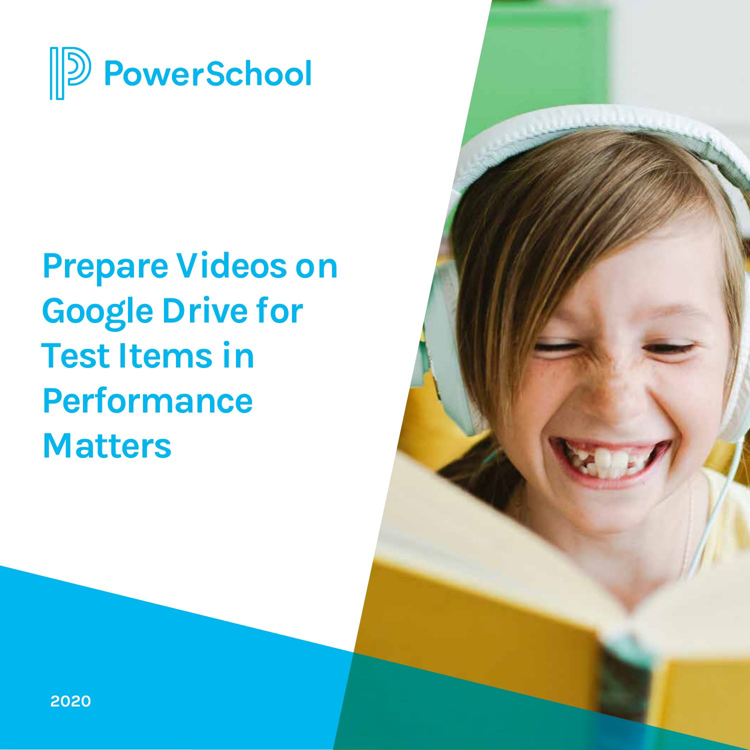PowerSchool

# Prepare Videos on Google Drive for Test Items in Performance Matters

2020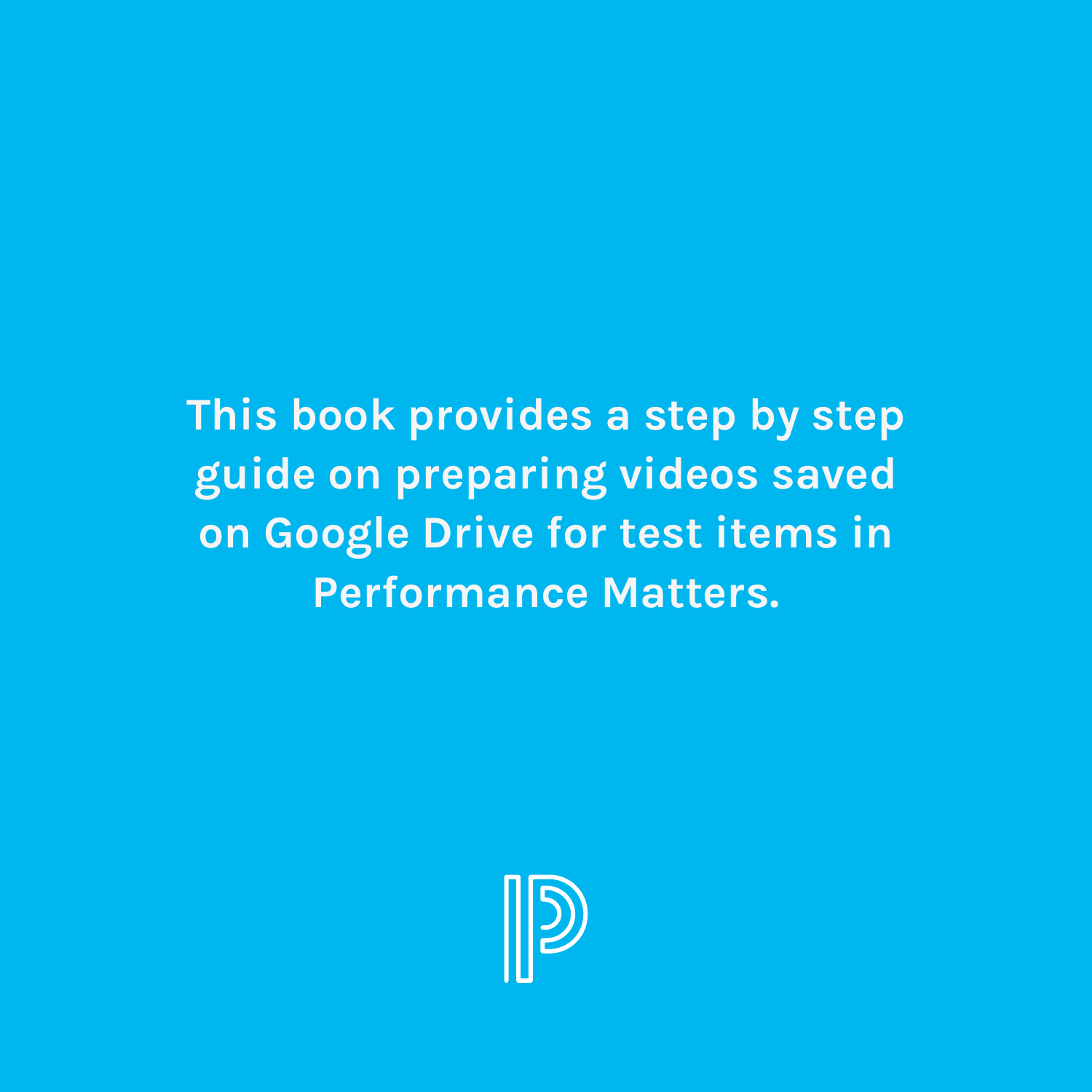This book provides a step by step guide on preparing videos saved on Google Drive for test items in Performance Matters.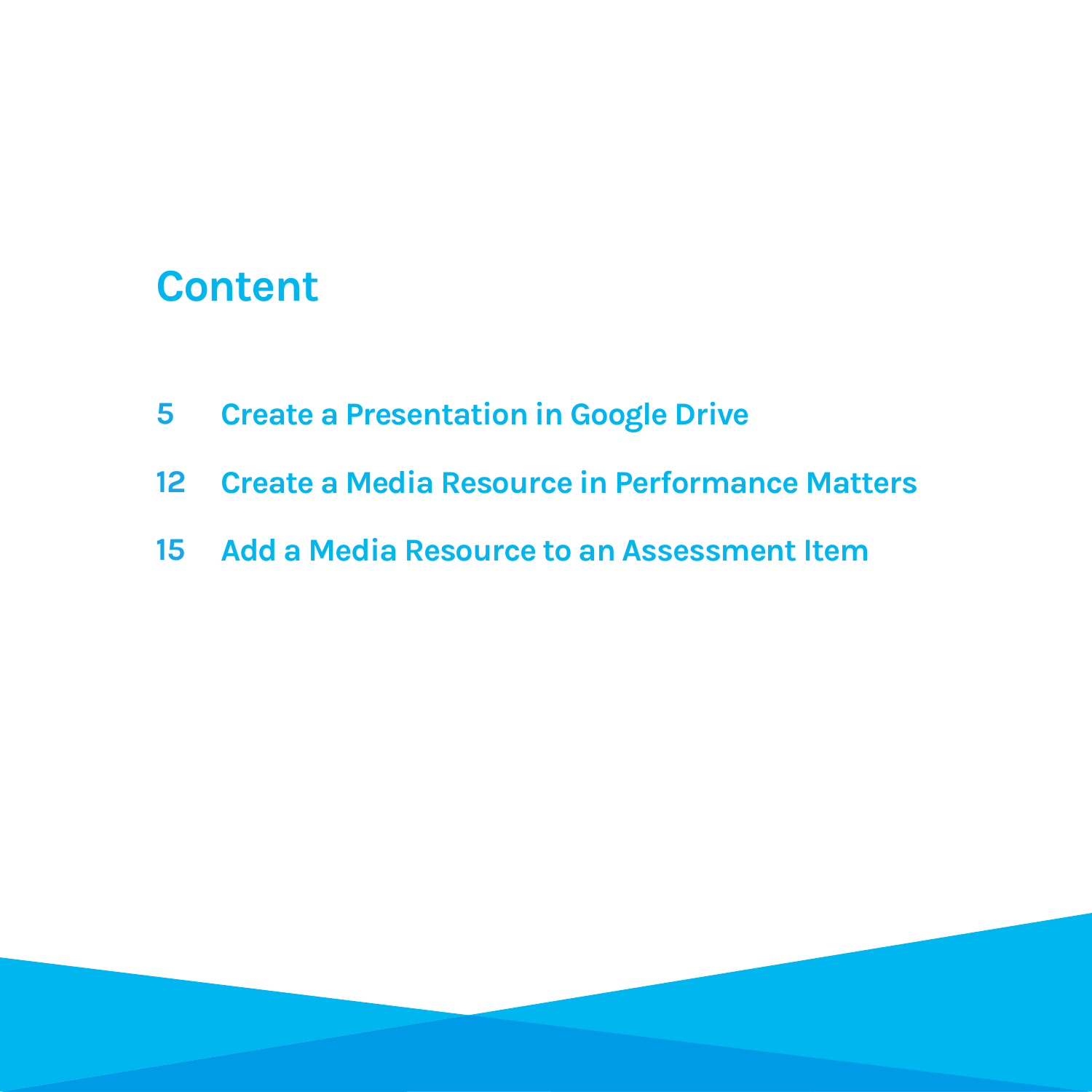# Content

5 Create a Presentation in Google Drive

12 Create a Media Resource in Performance Matters

15 Add a Media Resource to an Assessment Item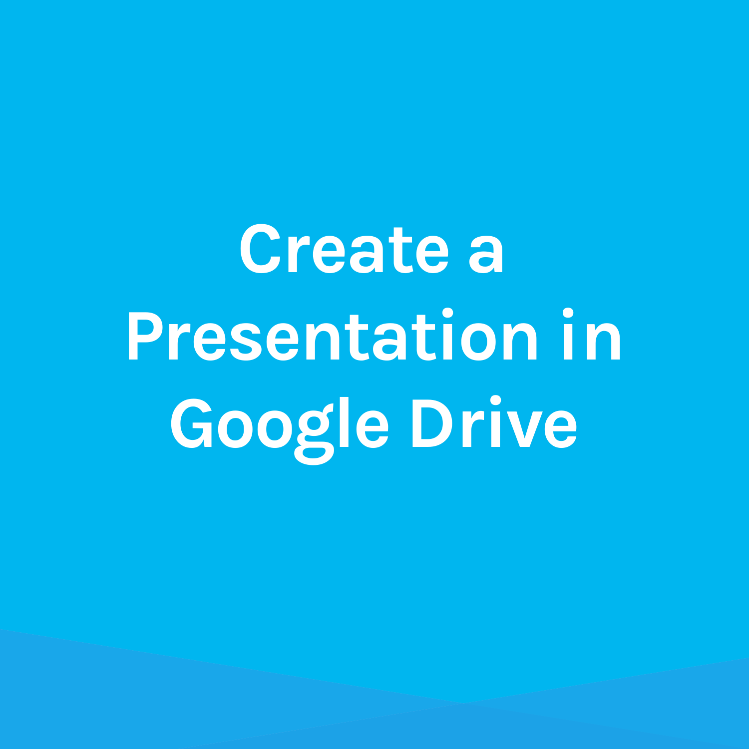# Create a Presentation in Google Drive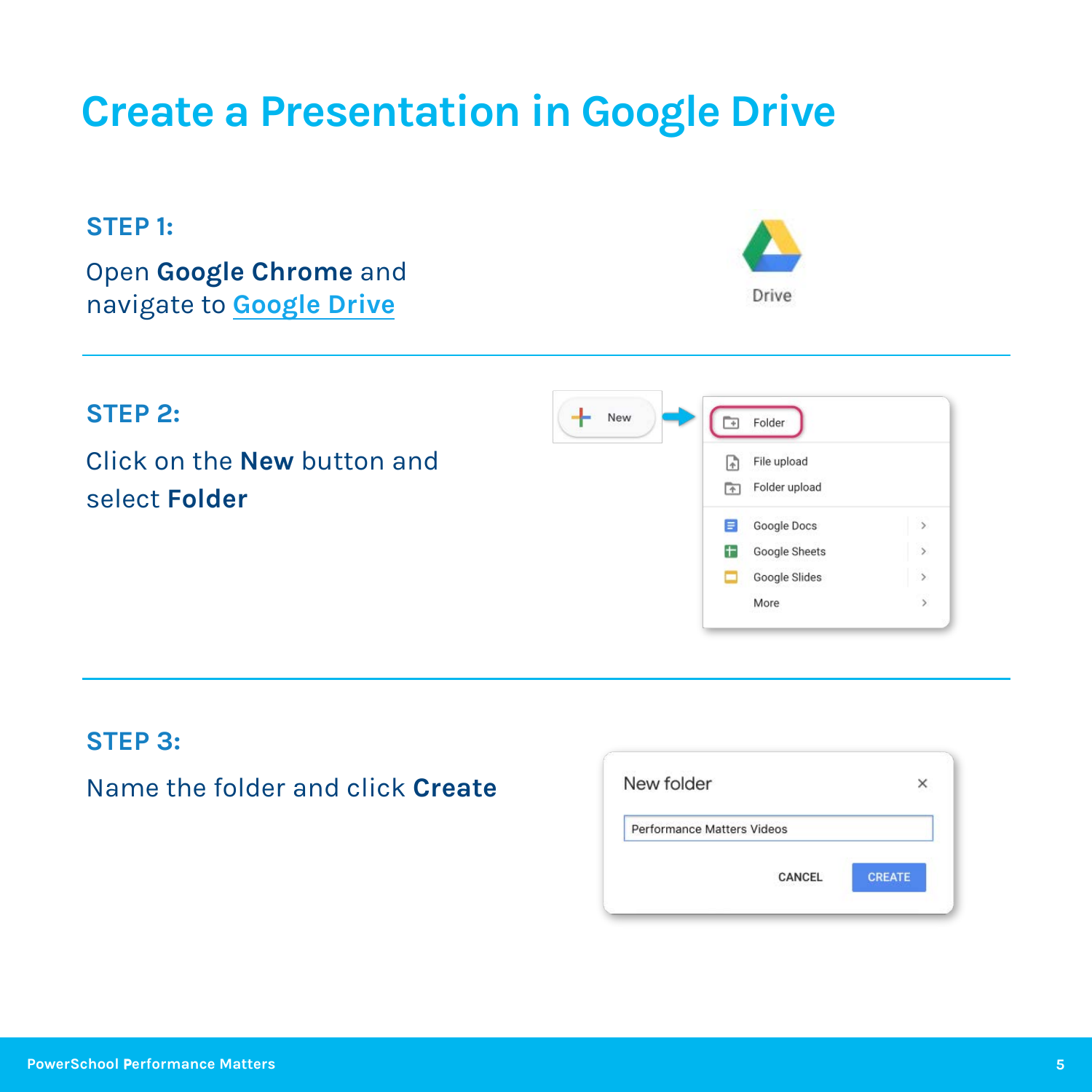# Create a Presentation in Google Drive

### STEP 1:

Open **Google Chrome** and navigate to [Google Drive]

### STEP 2:

Click on the **New** button and select **Folder**

### STEP 3:

Name the folder and click **Create**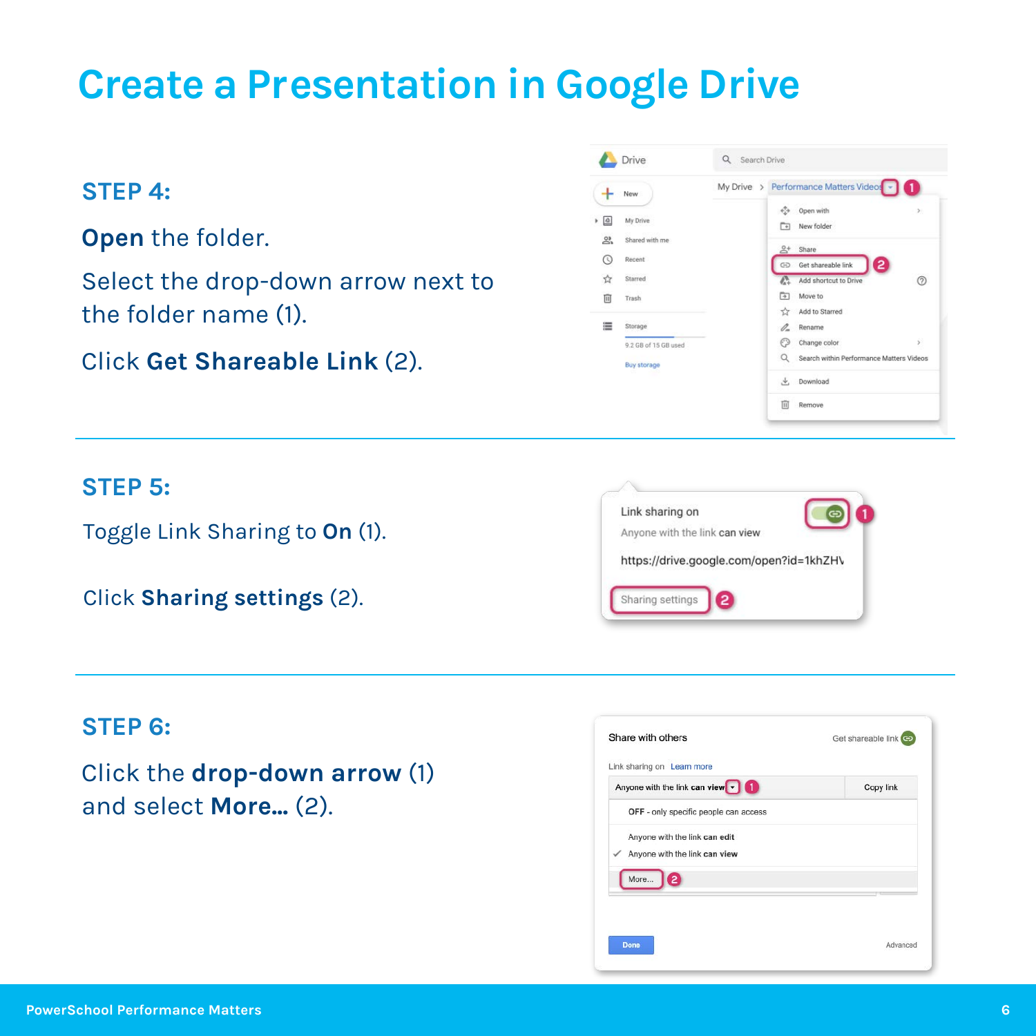# Create a Presentation in Google Drive

## STEP 4:

**Open** the folder.

Select the drop-down arrow next to the folder name (1).

Click **Get Shareable Link** (2).

## STEP 5:

Toggle Link Sharing to **On** (1).

Click **Sharing settings** (2).

## STEP 6:

Click the **drop-down arrow** (1) and select **More...** (2).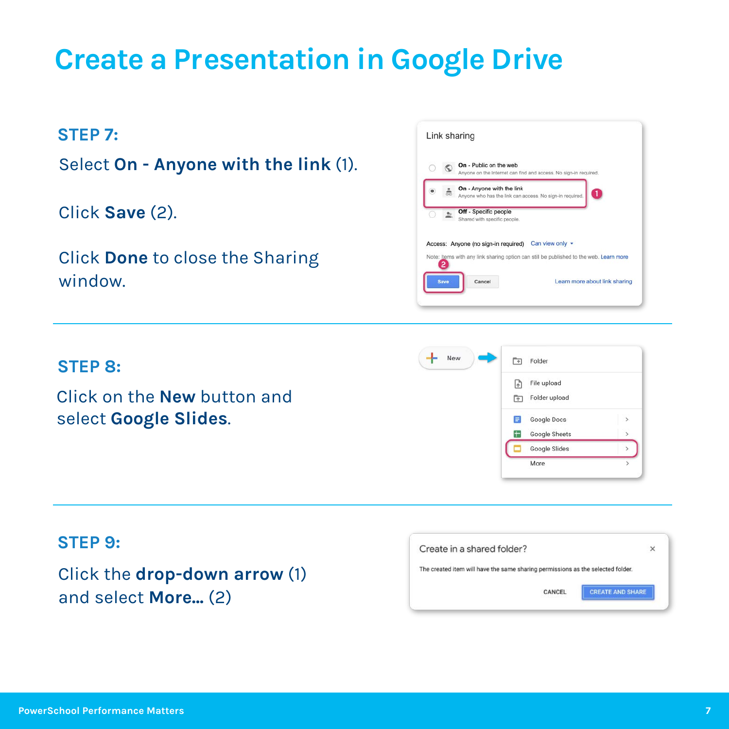# Create a Presentation in Google Drive

## STEP 7:

Select **On - Anyone with the link** (1).

Click **Save** (2).

Click **Done** to close the Sharing window.

## STEP 8:

Click on the **New** button and select **Google Slides**.

## STEP 9:

Click the **drop-down arrow** (1) and select **More...** (2)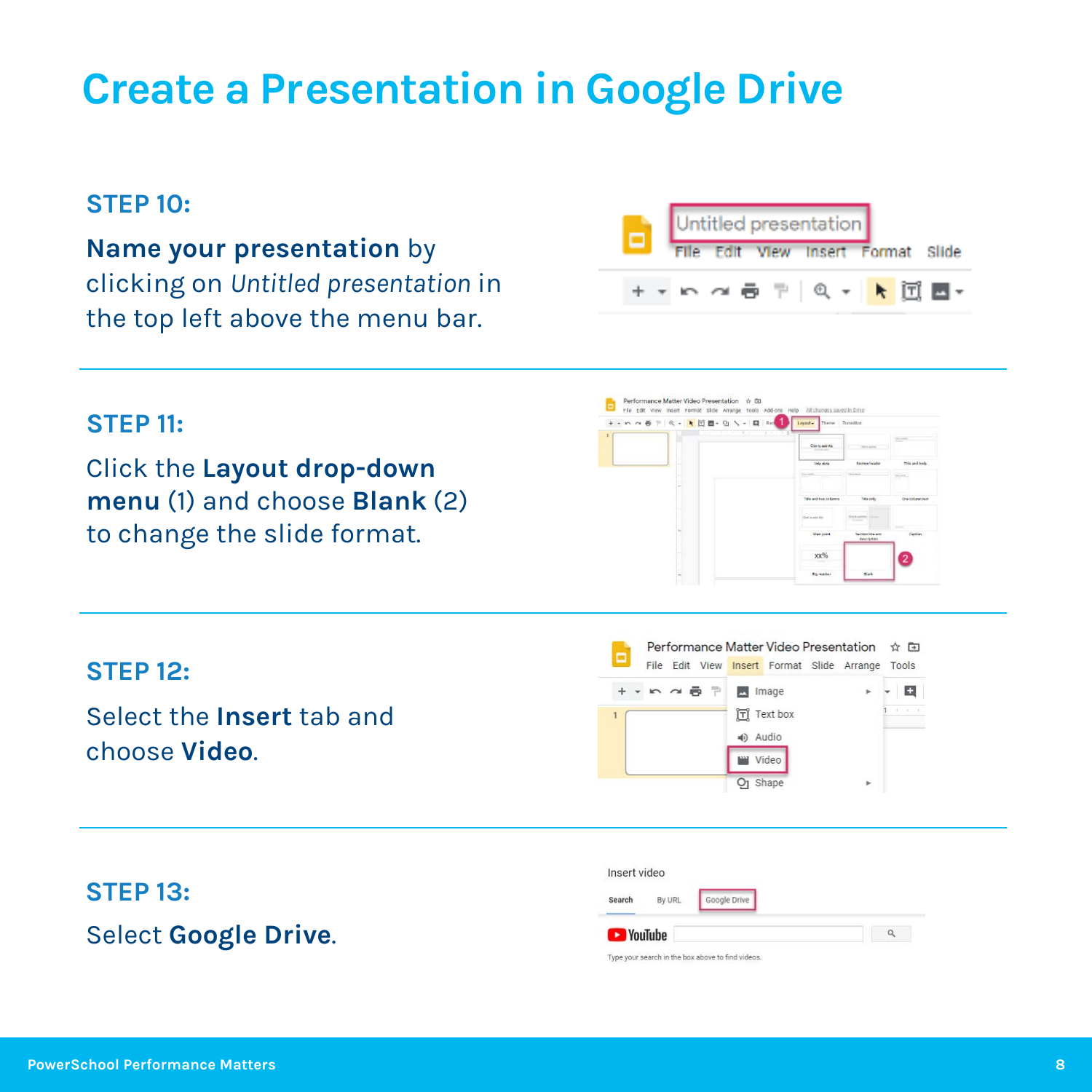# Create a Presentation in Google Drive

### STEP 10:

**Name your presentation** by clicking on *Untitled presentation* in the top left above the menu bar.

---

### STEP 11:

Click the **Layout drop-down menu** (1) and choose **Blank** (2) to change the slide format.

---

### STEP 12:

Select the **Insert** tab and choose **Video**.

---

### STEP 13:

Select **Google Drive**.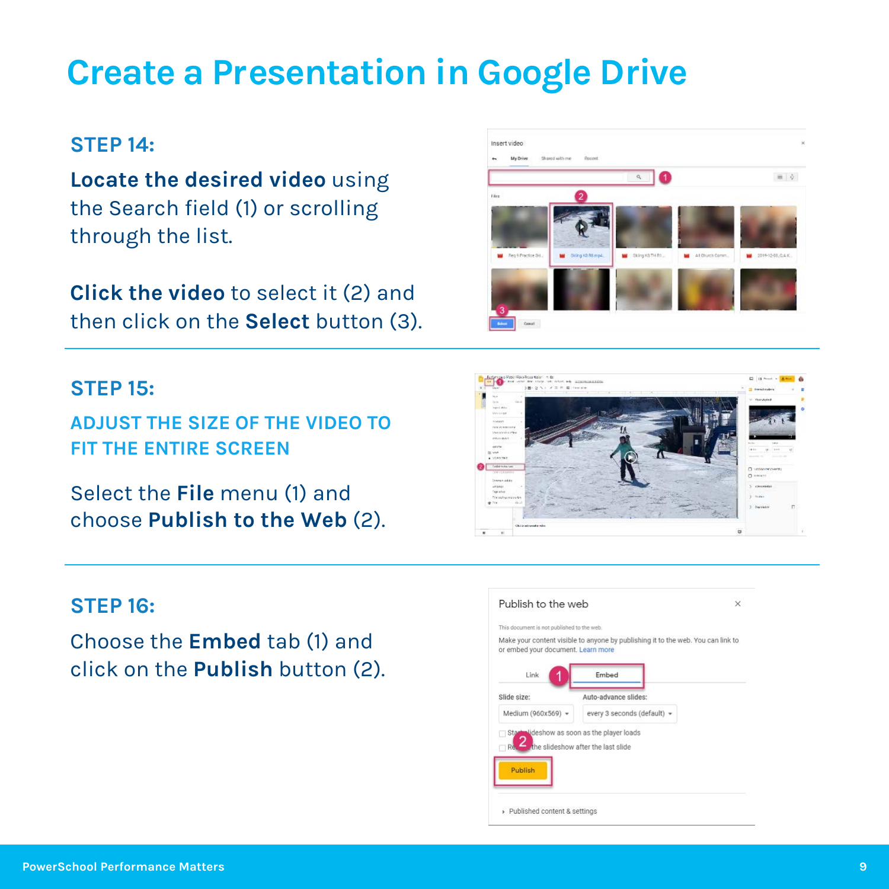# Create a Presentation in Google Drive

## STEP 14:

**Locate the desired video** using the Search field (1) or scrolling through the list.

**Click the video** to select it (2) and then click on the **Select** button (3).

## STEP 15:

### ADJUST THE SIZE OF THE VIDEO TO FIT THE ENTIRE SCREEN

Select the **File** menu (1) and choose **Publish to the Web** (2).

## STEP 16:

Choose the **Embed** tab (1) and click on the **Publish** button (2).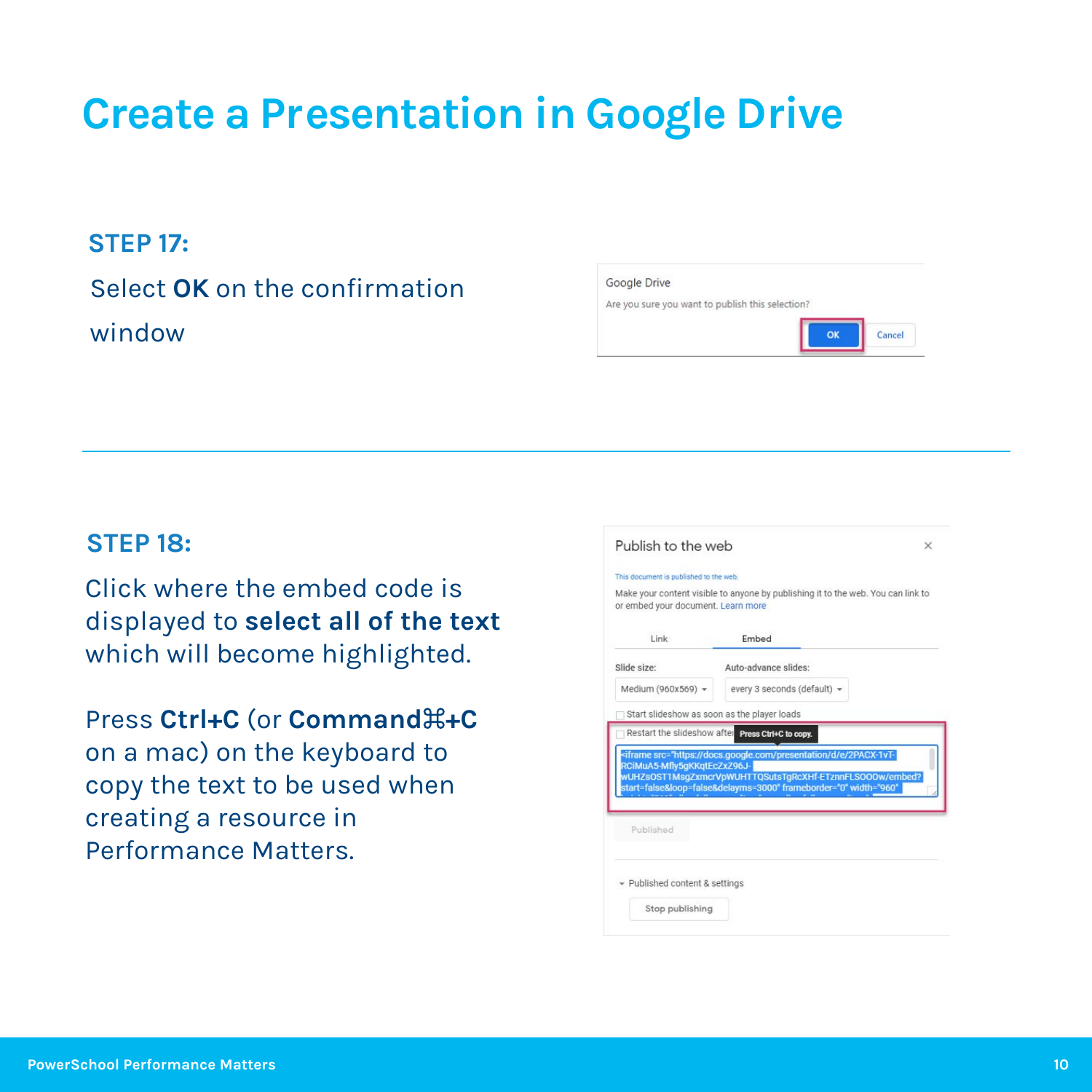# Create a Presentation in Google Drive

### STEP 17:

Select **OK** on the confirmation window

---

### STEP 18:

Click where the embed code is displayed to **select all of the text** which will become highlighted.

Press **Ctrl+C** (or **Command⌘+C** on a mac) on the keyboard to copy the text to be used when creating a resource in Performance Matters.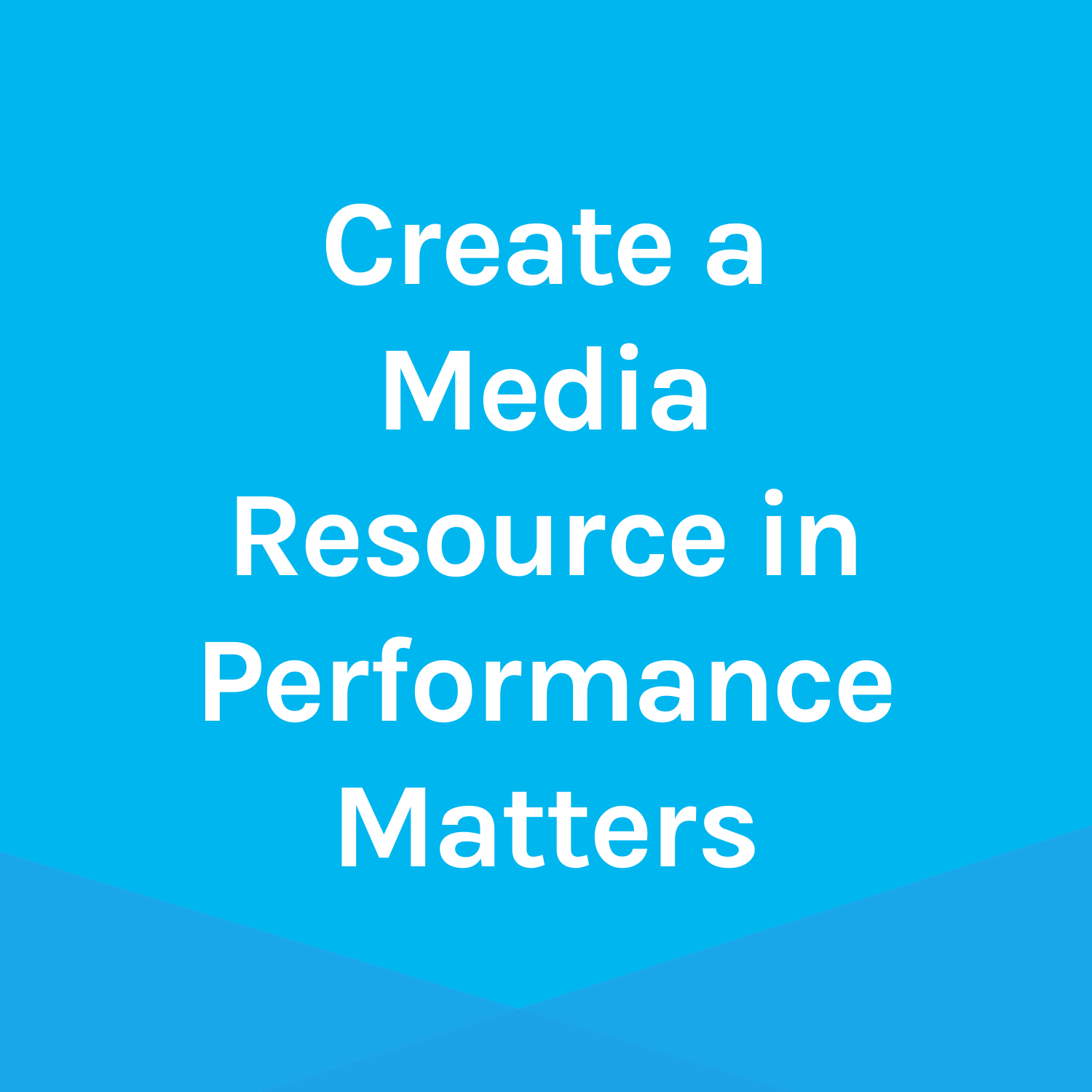# Create a Media Resource in Performance Matters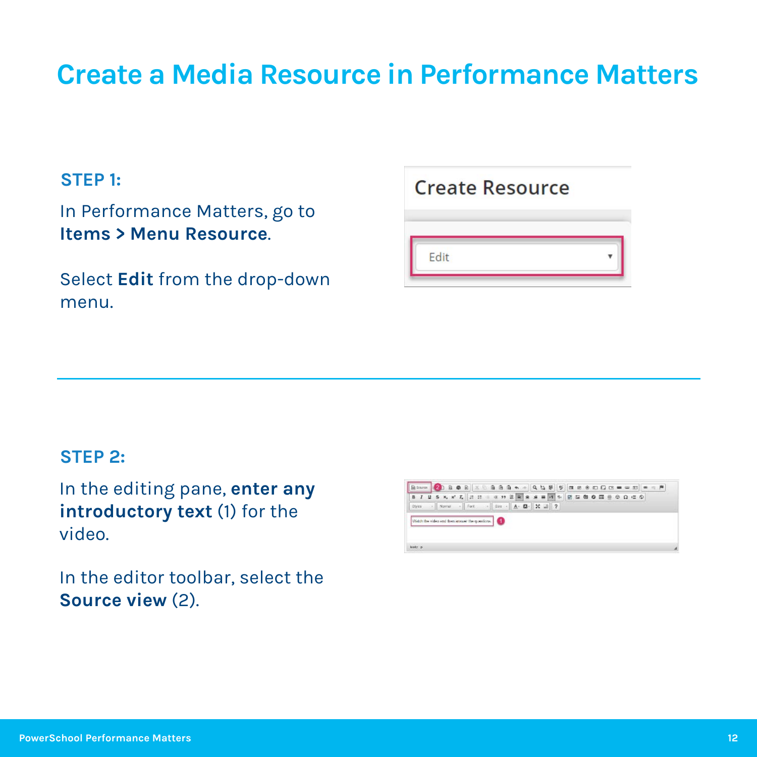# Create a Media Resource in Performance Matters

**STEP 1:**

In Performance Matters, go to **Items > Menu Resource**.

Select **Edit** from the drop-down menu.

---

**STEP 2:**

In the editing pane, **enter any introductory text** (1) for the video.

In the editor toolbar, select the **Source view** (2).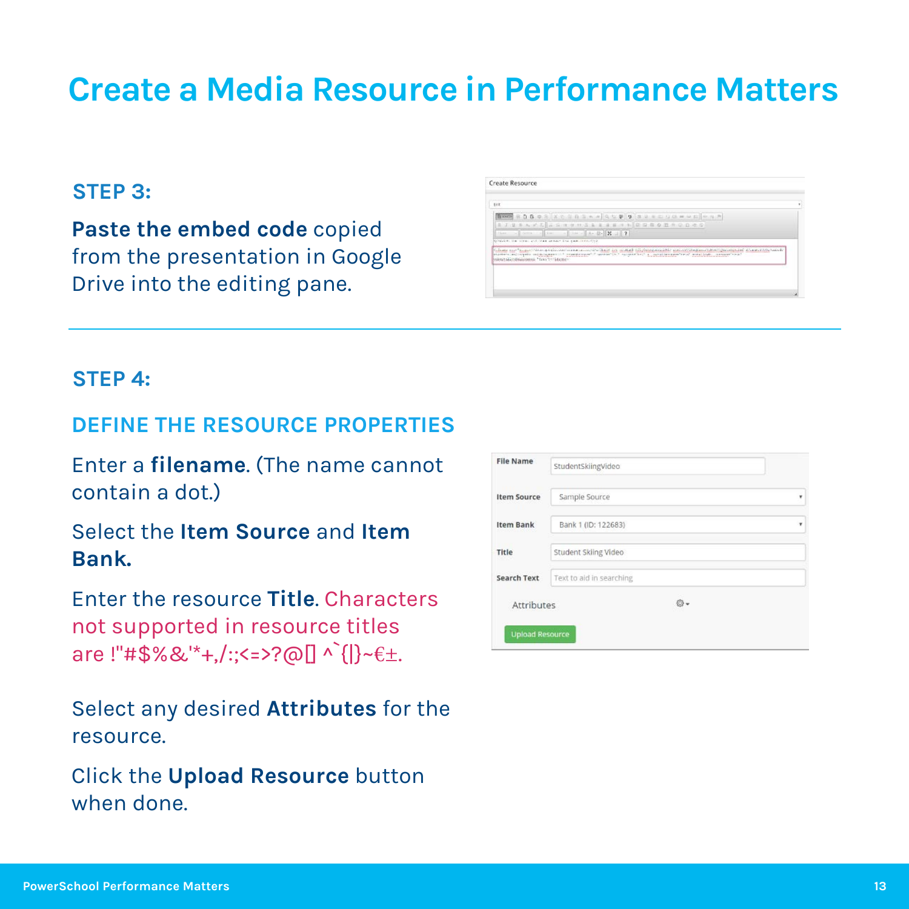# Create a Media Resource in Performance Matters

## STEP 3:

**Paste the embed code** copied from the presentation in Google Drive into the editing pane.

## STEP 4:

### DEFINE THE RESOURCE PROPERTIES

Enter a **filename**. (The name cannot contain a dot.)

Select the **Item Source** and **Item Bank.**

Enter the resource **Title**. Characters not supported in resource titles are !"#$%&'*+,/:;<=>?@[] ^`{|}~€±.

Select any desired **Attributes** for the resource.

Click the **Upload Resource** button when done.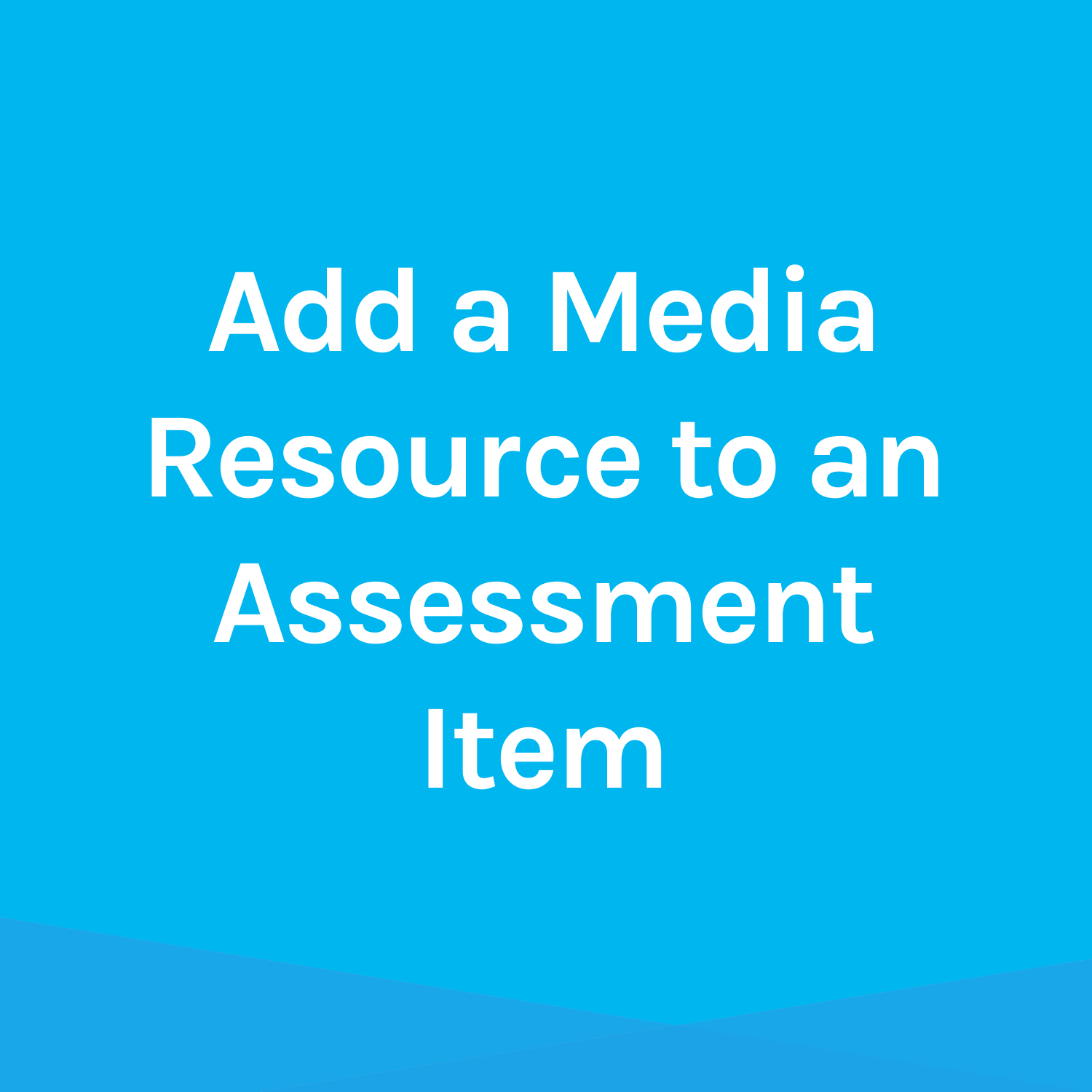# Add a Media Resource to an Assessment Item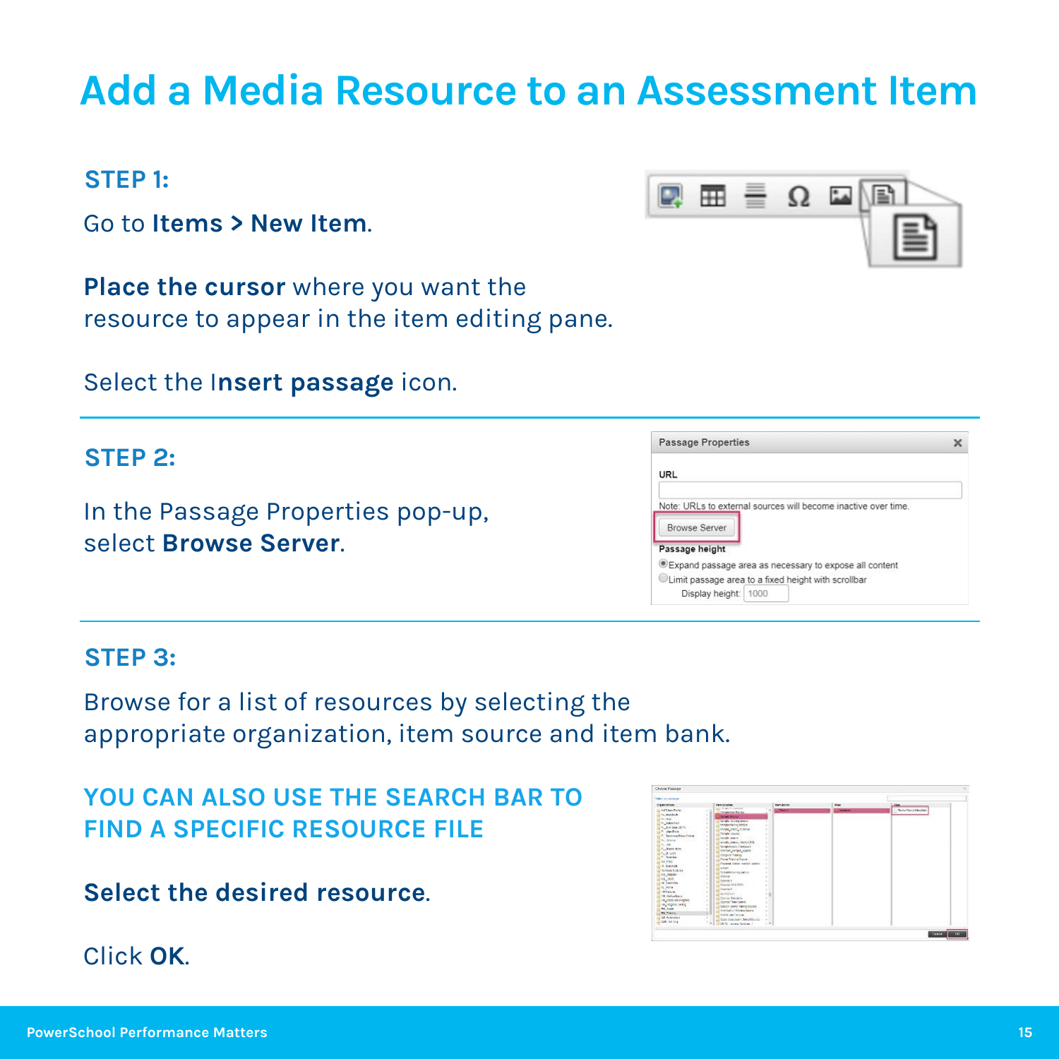# Add a Media Resource to an Assessment Item

### STEP 1:

Go to **Items > New Item**.

**Place the cursor** where you want the resource to appear in the item editing pane.

Select the I**nsert passage** icon.

### STEP 2:

In the Passage Properties pop-up, select **Browse Server**.

### STEP 3:

Browse for a list of resources by selecting the appropriate organization, item source and item bank.

YOU CAN ALSO USE THE SEARCH BAR TO FIND A SPECIFIC RESOURCE FILE

**Select the desired resource**.

Click **OK**.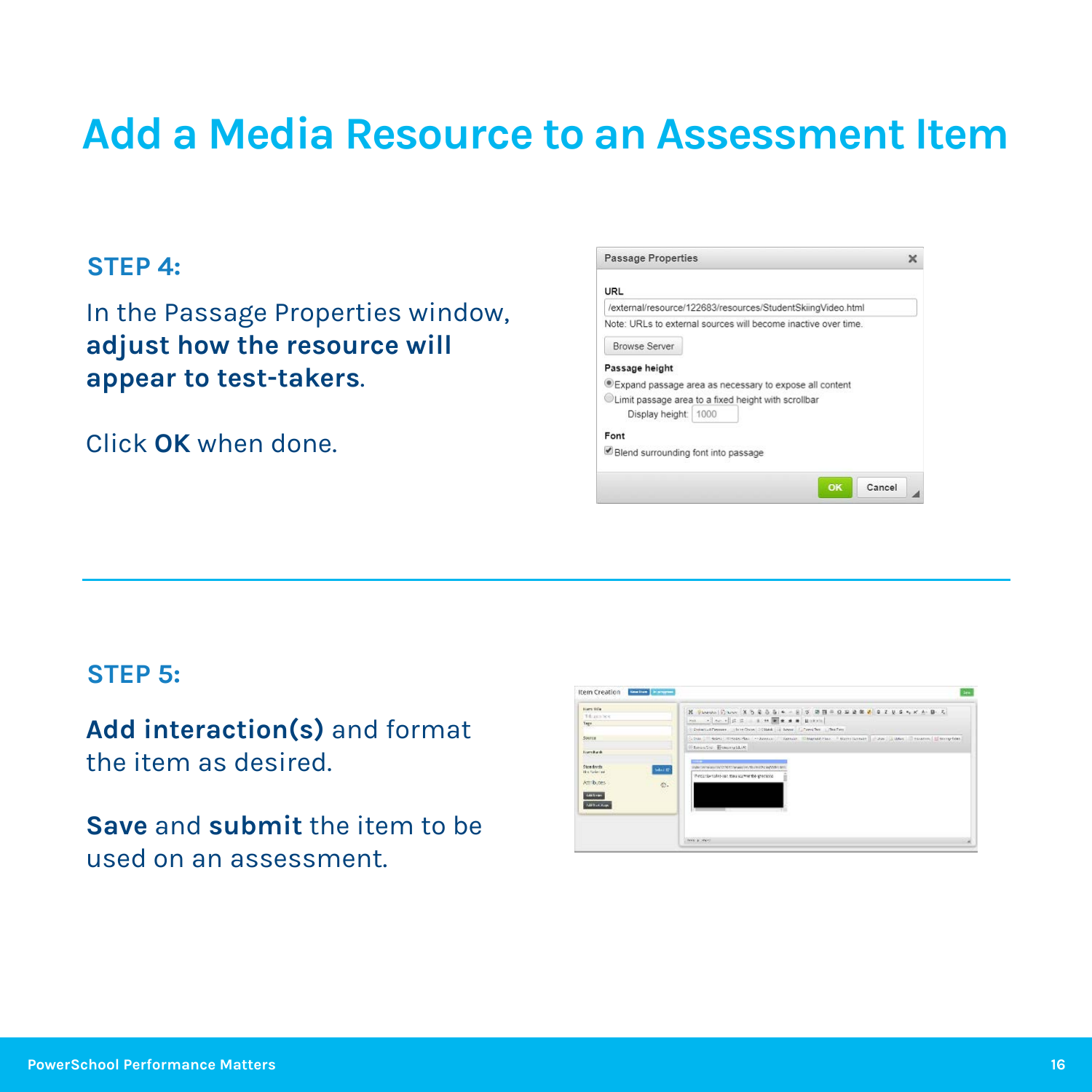# Add a Media Resource to an Assessment Item

## STEP 4:

In the Passage Properties window, **adjust how the resource will appear to test-takers**.

Click **OK** when done.

Passage Properties

URL

/external/resource/122683/resources/StudentSkiingVideo.html

Note: URLs to external sources will become inactive over time.

Browse Server

Passage height

Expand passage area as necessary to expose all content

Limit passage area to a fixed height with scrollbar

Display height: 1000

Font

Blend surrounding font into passage

OK Cancel

---

## STEP 5:

**Add interaction(s)** and format the item as desired.

**Save** and **submit** the item to be used on an assessment.